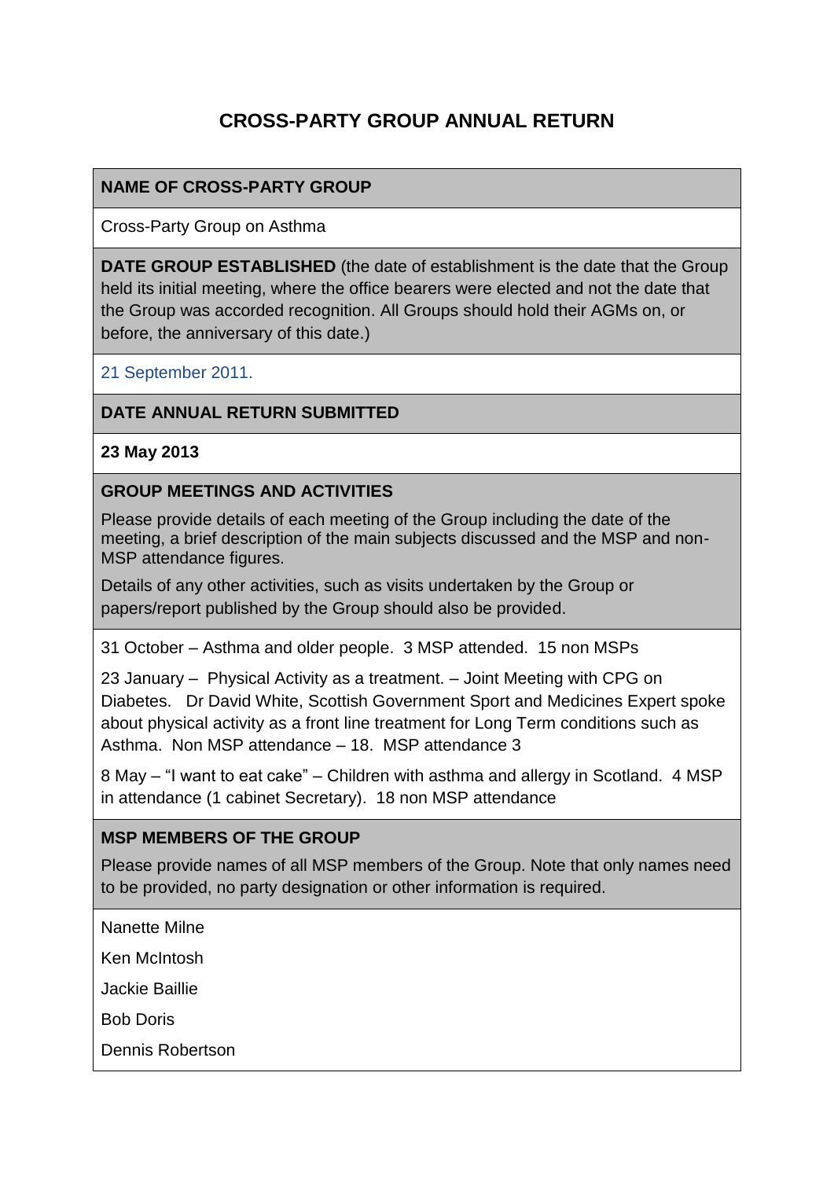# CROSS-PARTY GROUP ANNUAL RETURN

**NAME OF CROSS-PARTY GROUP**

Cross-Party Group on Asthma

**DATE GROUP ESTABLISHED** (the date of establishment is the date that the Group held its initial meeting, where the office bearers were elected and not the date that the Group was accorded recognition. All Groups should hold their AGMs on, or before, the anniversary of this date.)

21 September 2011.

**DATE ANNUAL RETURN SUBMITTED**

**23 May 2013**

**GROUP MEETINGS AND ACTIVITIES**

Please provide details of each meeting of the Group including the date of the meeting, a brief description of the main subjects discussed and the MSP and non-MSP attendance figures.

Details of any other activities, such as visits undertaken by the Group or papers/report published by the Group should also be provided.

31 October – Asthma and older people. 3 MSP attended. 15 non MSPs

23 January – Physical Activity as a treatment. – Joint Meeting with CPG on Diabetes. Dr David White, Scottish Government Sport and Medicines Expert spoke about physical activity as a front line treatment for Long Term conditions such as Asthma. Non MSP attendance – 18. MSP attendance 3

8 May – "I want to eat cake" – Children with asthma and allergy in Scotland. 4 MSP in attendance (1 cabinet Secretary). 18 non MSP attendance

**MSP MEMBERS OF THE GROUP**

Please provide names of all MSP members of the Group. Note that only names need to be provided, no party designation or other information is required.

Nanette Milne

Ken McIntosh

Jackie Baillie

Bob Doris

Dennis Robertson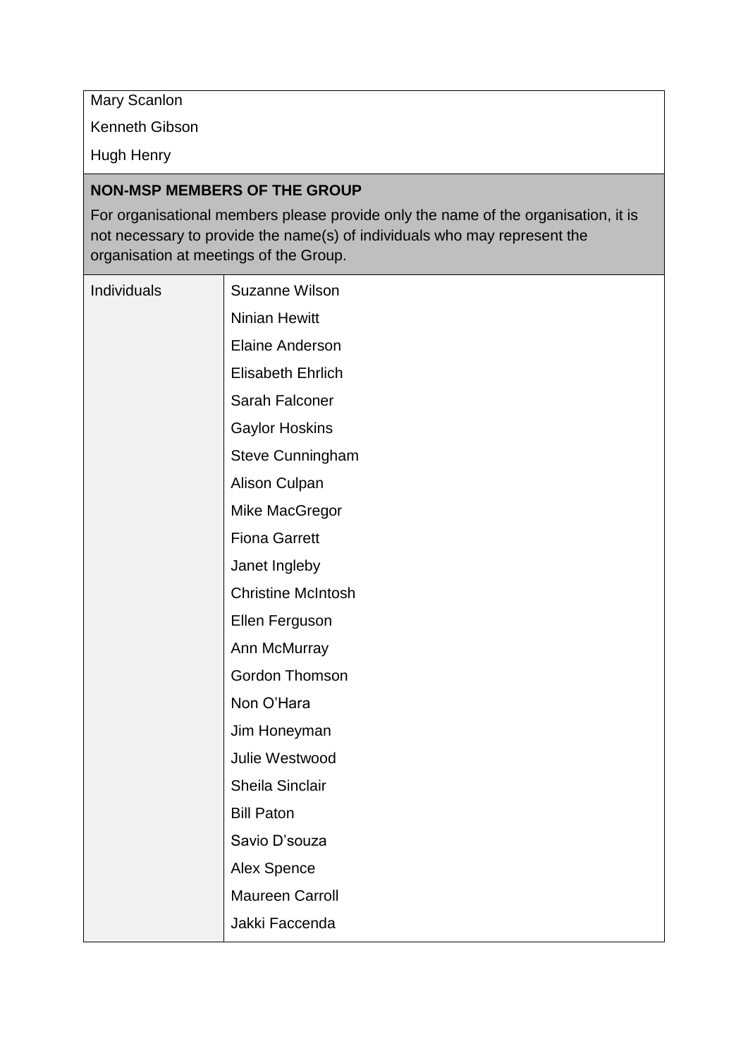| Mary Scanlon<br>Kenneth Gibson<br>Hugh Henry | |
|---|---|
| **NON-MSP MEMBERS OF THE GROUP**<br>For organisational members please provide only the name of the organisation, it is not necessary to provide the name(s) of individuals who may represent the organisation at meetings of the Group. | |
| Individuals | Suzanne Wilson<br>Ninian Hewitt<br>Elaine Anderson<br>Elisabeth Ehrlich<br>Sarah Falconer<br>Gaylor Hoskins<br>Steve Cunningham<br>Alison Culpan<br>Mike MacGregor<br>Fiona Garrett<br>Janet Ingleby<br>Christine McIntosh<br>Ellen Ferguson<br>Ann McMurray<br>Gordon Thomson<br>Non O'Hara<br>Jim Honeyman<br>Julie Westwood<br>Sheila Sinclair<br>Bill Paton<br>Savio D'souza<br>Alex Spence<br>Maureen Carroll<br>Jakki Faccenda |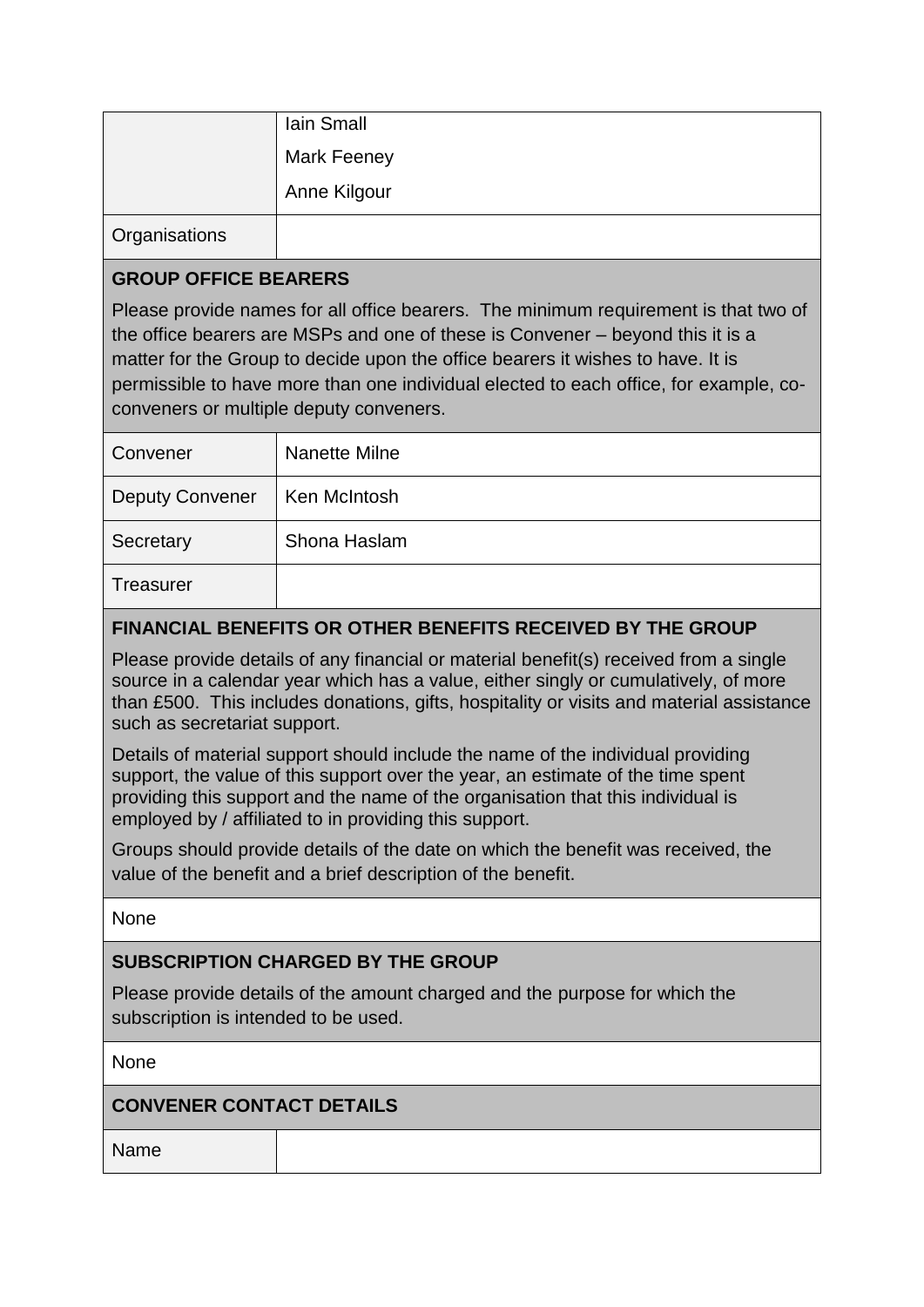| | |
|---|---|
| | Iain Small<br>Mark Feeney<br>Anne Kilgour |
| Organisations | |

**GROUP OFFICE BEARERS**

Please provide names for all office bearers. The minimum requirement is that two of the office bearers are MSPs and one of these is Convener – beyond this it is a matter for the Group to decide upon the office bearers it wishes to have. It is permissible to have more than one individual elected to each office, for example, co-conveners or multiple deputy conveners.

| | |
|---|---|
| Convener | Nanette Milne |
| Deputy Convener | Ken McIntosh |
| Secretary | Shona Haslam |
| Treasurer | |

**FINANCIAL BENEFITS OR OTHER BENEFITS RECEIVED BY THE GROUP**

Please provide details of any financial or material benefit(s) received from a single source in a calendar year which has a value, either singly or cumulatively, of more than £500. This includes donations, gifts, hospitality or visits and material assistance such as secretariat support.

Details of material support should include the name of the individual providing support, the value of this support over the year, an estimate of the time spent providing this support and the name of the organisation that this individual is employed by / affiliated to in providing this support.

Groups should provide details of the date on which the benefit was received, the value of the benefit and a brief description of the benefit.

None

**SUBSCRIPTION CHARGED BY THE GROUP**

Please provide details of the amount charged and the purpose for which the subscription is intended to be used.

None

**CONVENER CONTACT DETAILS**

| | |
|---|---|
| Name | |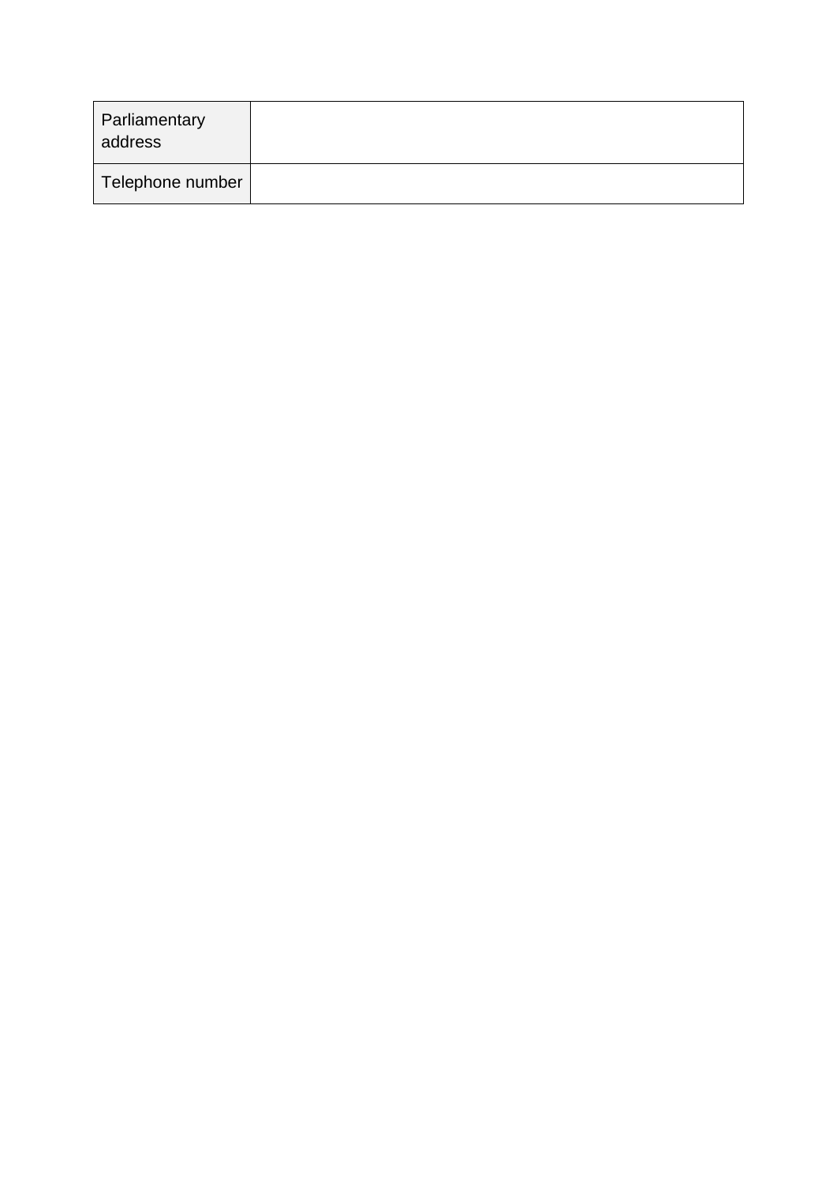| | |
|---|---|
| Parliamentary address | |
| Telephone number | |